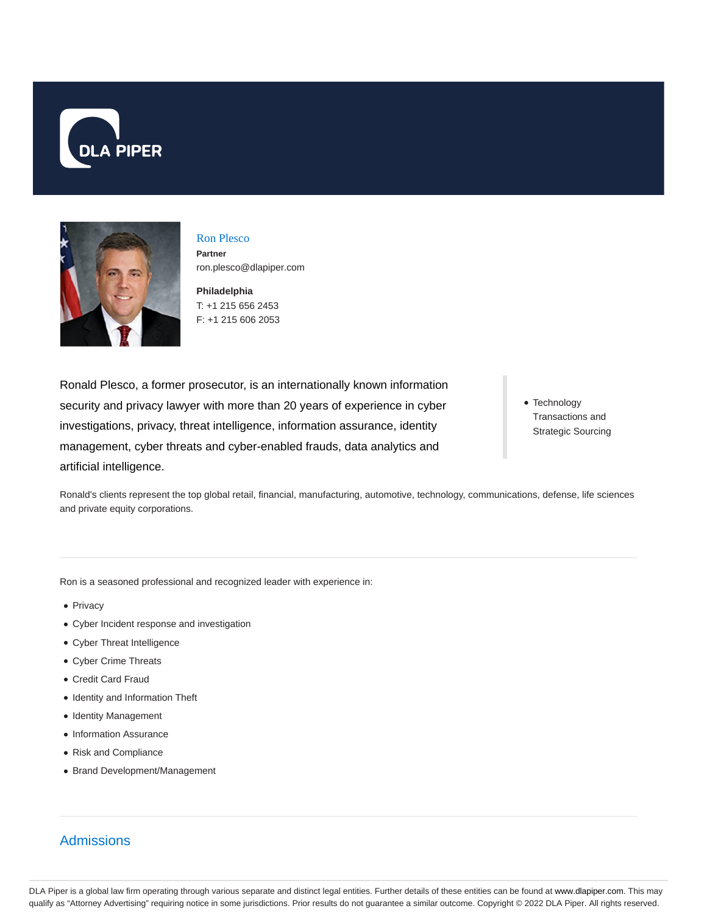# Ron Plesco

**Partner**

ron.plesco@dlapiper.com

**Philadelphia**

T: +1 215 656 2453

F: +1 215 606 2053

Ronald Plesco, a former prosecutor, is an internationally known information security and privacy lawyer with more than 20 years of experience in cyber investigations, privacy, threat intelligence, information assurance, identity management, cyber threats and cyber-enabled frauds, data analytics and artificial intelligence.

- Technology Transactions and Strategic Sourcing

Ronald's clients represent the top global retail, financial, manufacturing, automotive, technology, communications, defense, life sciences and private equity corporations.

Ron is a seasoned professional and recognized leader with experience in:

- Privacy
- Cyber Incident response and investigation
- Cyber Threat Intelligence
- Cyber Crime Threats
- Credit Card Fraud
- Identity and Information Theft
- Identity Management
- Information Assurance
- Risk and Compliance
- Brand Development/Management

## Admissions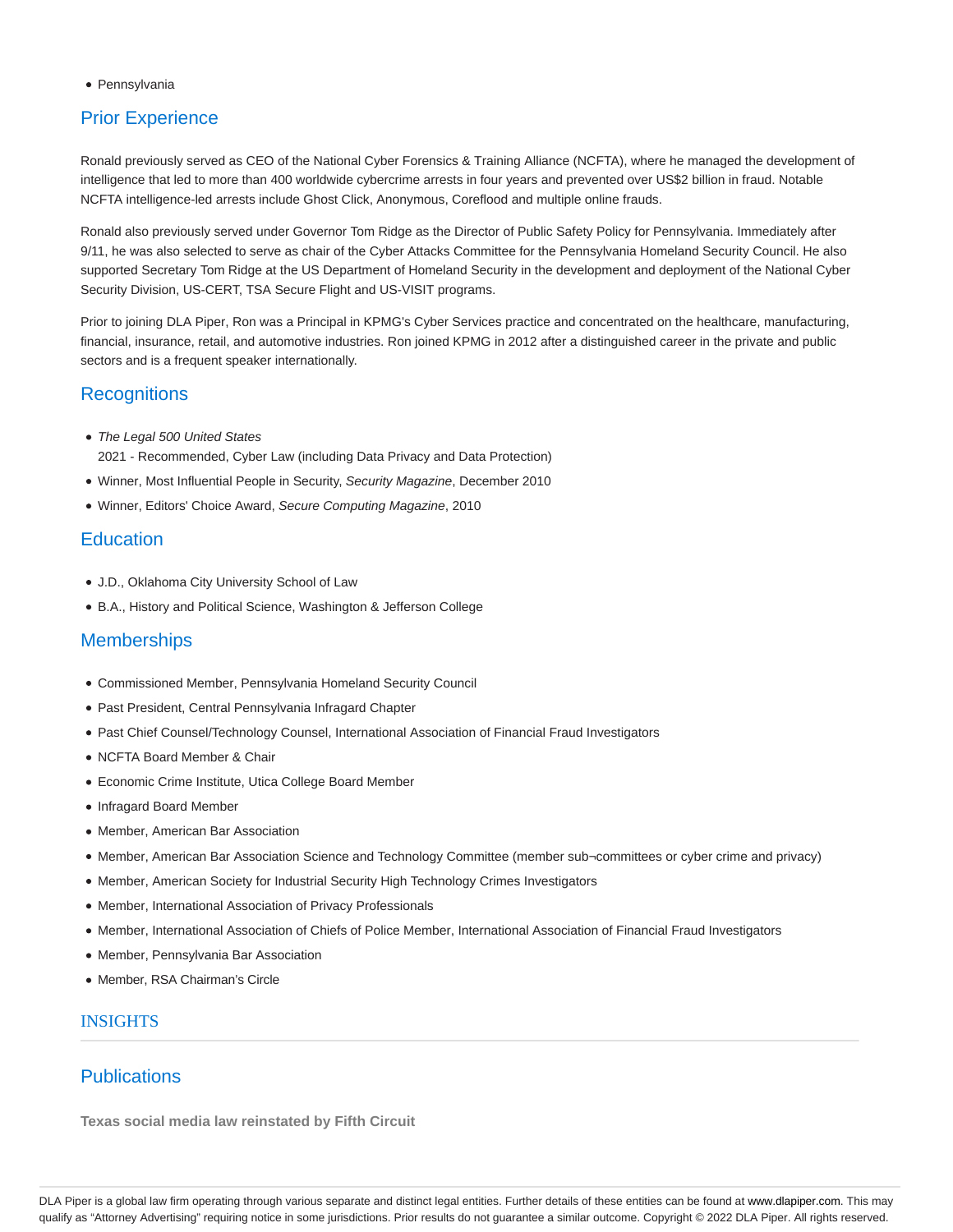- Pennsylvania

## Prior Experience

Ronald previously served as CEO of the National Cyber Forensics & Training Alliance (NCFTA), where he managed the development of intelligence that led to more than 400 worldwide cybercrime arrests in four years and prevented over US$2 billion in fraud. Notable NCFTA intelligence-led arrests include Ghost Click, Anonymous, Coreflood and multiple online frauds.

Ronald also previously served under Governor Tom Ridge as the Director of Public Safety Policy for Pennsylvania. Immediately after 9/11, he was also selected to serve as chair of the Cyber Attacks Committee for the Pennsylvania Homeland Security Council. He also supported Secretary Tom Ridge at the US Department of Homeland Security in the development and deployment of the National Cyber Security Division, US-CERT, TSA Secure Flight and US-VISIT programs.

Prior to joining DLA Piper, Ron was a Principal in KPMG's Cyber Services practice and concentrated on the healthcare, manufacturing, financial, insurance, retail, and automotive industries. Ron joined KPMG in 2012 after a distinguished career in the private and public sectors and is a frequent speaker internationally.

## Recognitions

- *The Legal 500 United States*
  2021 - Recommended, Cyber Law (including Data Privacy and Data Protection)
- Winner, Most Influential People in Security, *Security Magazine*, December 2010
- Winner, Editors' Choice Award, *Secure Computing Magazine*, 2010

## Education

- J.D., Oklahoma City University School of Law
- B.A., History and Political Science, Washington & Jefferson College

## Memberships

- Commissioned Member, Pennsylvania Homeland Security Council
- Past President, Central Pennsylvania Infragard Chapter
- Past Chief Counsel/Technology Counsel, International Association of Financial Fraud Investigators
- NCFTA Board Member & Chair
- Economic Crime Institute, Utica College Board Member
- Infragard Board Member
- Member, American Bar Association
- Member, American Bar Association Science and Technology Committee (member sub¬committees or cyber crime and privacy)
- Member, American Society for Industrial Security High Technology Crimes Investigators
- Member, International Association of Privacy Professionals
- Member, International Association of Chiefs of Police Member, International Association of Financial Fraud Investigators
- Member, Pennsylvania Bar Association
- Member, RSA Chairman's Circle

## INSIGHTS

## Publications

**Texas social media law reinstated by Fifth Circuit**

DLA Piper is a global law firm operating through various separate and distinct legal entities. Further details of these entities can be found at www.dlapiper.com. This may qualify as "Attorney Advertising" requiring notice in some jurisdictions. Prior results do not guarantee a similar outcome. Copyright © 2022 DLA Piper. All rights reserved.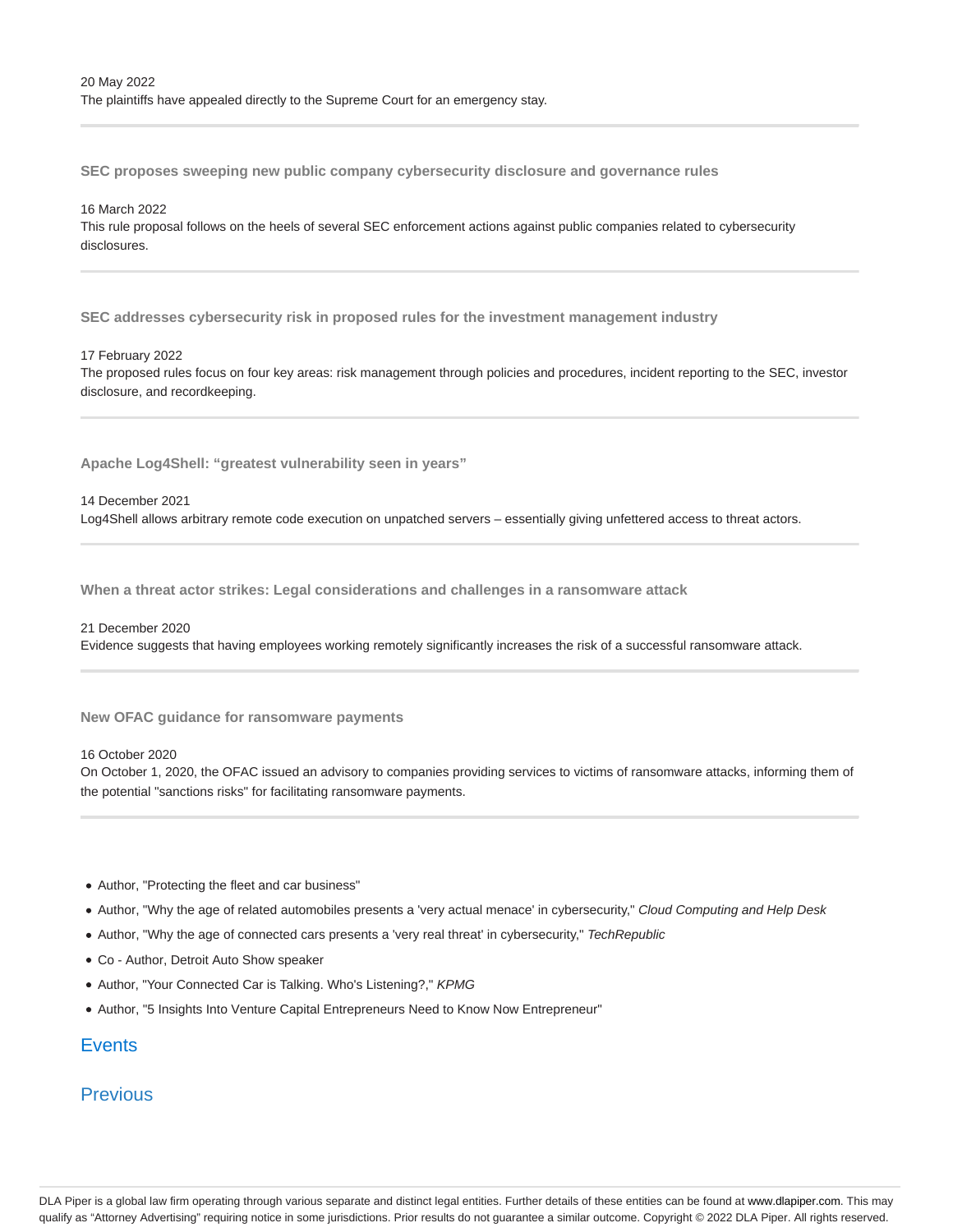20 May 2022
The plaintiffs have appealed directly to the Supreme Court for an emergency stay.

**SEC proposes sweeping new public company cybersecurity disclosure and governance rules**

16 March 2022
This rule proposal follows on the heels of several SEC enforcement actions against public companies related to cybersecurity disclosures.

**SEC addresses cybersecurity risk in proposed rules for the investment management industry**

17 February 2022
The proposed rules focus on four key areas: risk management through policies and procedures, incident reporting to the SEC, investor disclosure, and recordkeeping.

**Apache Log4Shell: "greatest vulnerability seen in years"**

14 December 2021
Log4Shell allows arbitrary remote code execution on unpatched servers – essentially giving unfettered access to threat actors.

**When a threat actor strikes: Legal considerations and challenges in a ransomware attack**

21 December 2020
Evidence suggests that having employees working remotely significantly increases the risk of a successful ransomware attack.

**New OFAC guidance for ransomware payments**

16 October 2020
On October 1, 2020, the OFAC issued an advisory to companies providing services to victims of ransomware attacks, informing them of the potential "sanctions risks" for facilitating ransomware payments.

- Author, "Protecting the fleet and car business"
- Author, "Why the age of related automobiles presents a 'very actual menace' in cybersecurity," *Cloud Computing and Help Desk*
- Author, "Why the age of connected cars presents a 'very real threat' in cybersecurity," *TechRepublic*
- Co - Author, Detroit Auto Show speaker
- Author, "Your Connected Car is Talking. Who's Listening?," *KPMG*
- Author, "5 Insights Into Venture Capital Entrepreneurs Need to Know Now Entrepreneur"

## Events

## Previous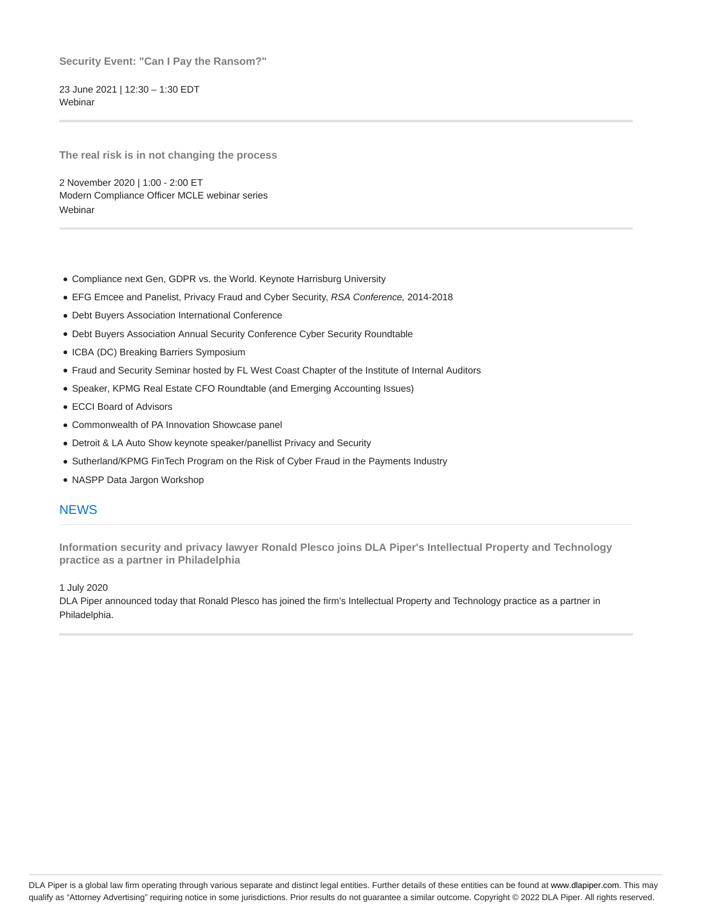**Security Event: "Can I Pay the Ransom?"**

23 June 2021 | 12:30 – 1:30 EDT
Webinar

---

**The real risk is in not changing the process**

2 November 2020 | 1:00 - 2:00 ET
Modern Compliance Officer MCLE webinar series
Webinar

---

- Compliance next Gen, GDPR vs. the World. Keynote Harrisburg University
- EFG Emcee and Panelist, Privacy Fraud and Cyber Security, *RSA Conference,* 2014-2018
- Debt Buyers Association International Conference
- Debt Buyers Association Annual Security Conference Cyber Security Roundtable
- ICBA (DC) Breaking Barriers Symposium
- Fraud and Security Seminar hosted by FL West Coast Chapter of the Institute of Internal Auditors
- Speaker, KPMG Real Estate CFO Roundtable (and Emerging Accounting Issues)
- ECCI Board of Advisors
- Commonwealth of PA Innovation Showcase panel
- Detroit & LA Auto Show keynote speaker/panellist Privacy and Security
- Sutherland/KPMG FinTech Program on the Risk of Cyber Fraud in the Payments Industry
- NASPP Data Jargon Workshop

## NEWS

**Information security and privacy lawyer Ronald Plesco joins DLA Piper's Intellectual Property and Technology practice as a partner in Philadelphia**

1 July 2020
DLA Piper announced today that Ronald Plesco has joined the firm's Intellectual Property and Technology practice as a partner in Philadelphia.

---

DLA Piper is a global law firm operating through various separate and distinct legal entities. Further details of these entities can be found at www.dlapiper.com. This may qualify as "Attorney Advertising" requiring notice in some jurisdictions. Prior results do not guarantee a similar outcome. Copyright © 2022 DLA Piper. All rights reserved.